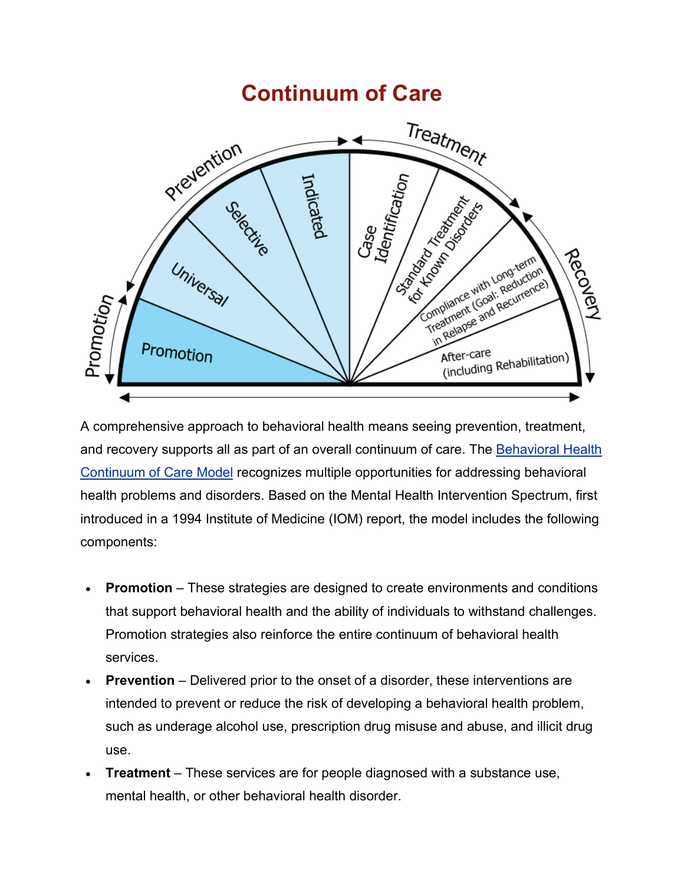# Continuum of Care

A comprehensive approach to behavioral health means seeing prevention, treatment, and recovery supports all as part of an overall continuum of care. The [Behavioral Health Continuum of Care Model] recognizes multiple opportunities for addressing behavioral health problems and disorders. Based on the Mental Health Intervention Spectrum, first introduced in a 1994 Institute of Medicine (IOM) report, the model includes the following components:

- **Promotion** – These strategies are designed to create environments and conditions that support behavioral health and the ability of individuals to withstand challenges. Promotion strategies also reinforce the entire continuum of behavioral health services.
- **Prevention** – Delivered prior to the onset of a disorder, these interventions are intended to prevent or reduce the risk of developing a behavioral health problem, such as underage alcohol use, prescription drug misuse and abuse, and illicit drug use.
- **Treatment** – These services are for people diagnosed with a substance use, mental health, or other behavioral health disorder.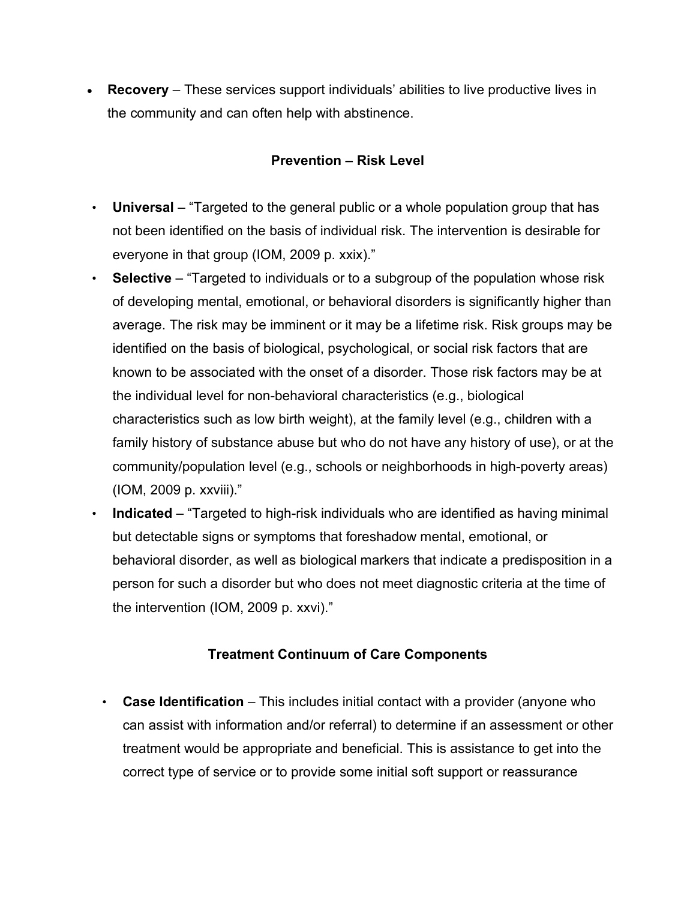- **Recovery** – These services support individuals' abilities to live productive lives in the community and can often help with abstinence.

### Prevention – Risk Level

- **Universal** – "Targeted to the general public or a whole population group that has not been identified on the basis of individual risk. The intervention is desirable for everyone in that group (IOM, 2009 p. xxix)."
- **Selective** – "Targeted to individuals or to a subgroup of the population whose risk of developing mental, emotional, or behavioral disorders is significantly higher than average. The risk may be imminent or it may be a lifetime risk. Risk groups may be identified on the basis of biological, psychological, or social risk factors that are known to be associated with the onset of a disorder. Those risk factors may be at the individual level for non-behavioral characteristics (e.g., biological characteristics such as low birth weight), at the family level (e.g., children with a family history of substance abuse but who do not have any history of use), or at the community/population level (e.g., schools or neighborhoods in high-poverty areas) (IOM, 2009 p. xxviii)."
- **Indicated** – "Targeted to high-risk individuals who are identified as having minimal but detectable signs or symptoms that foreshadow mental, emotional, or behavioral disorder, as well as biological markers that indicate a predisposition in a person for such a disorder but who does not meet diagnostic criteria at the time of the intervention (IOM, 2009 p. xxvi)."

### Treatment Continuum of Care Components

- **Case Identification** – This includes initial contact with a provider (anyone who can assist with information and/or referral) to determine if an assessment or other treatment would be appropriate and beneficial. This is assistance to get into the correct type of service or to provide some initial soft support or reassurance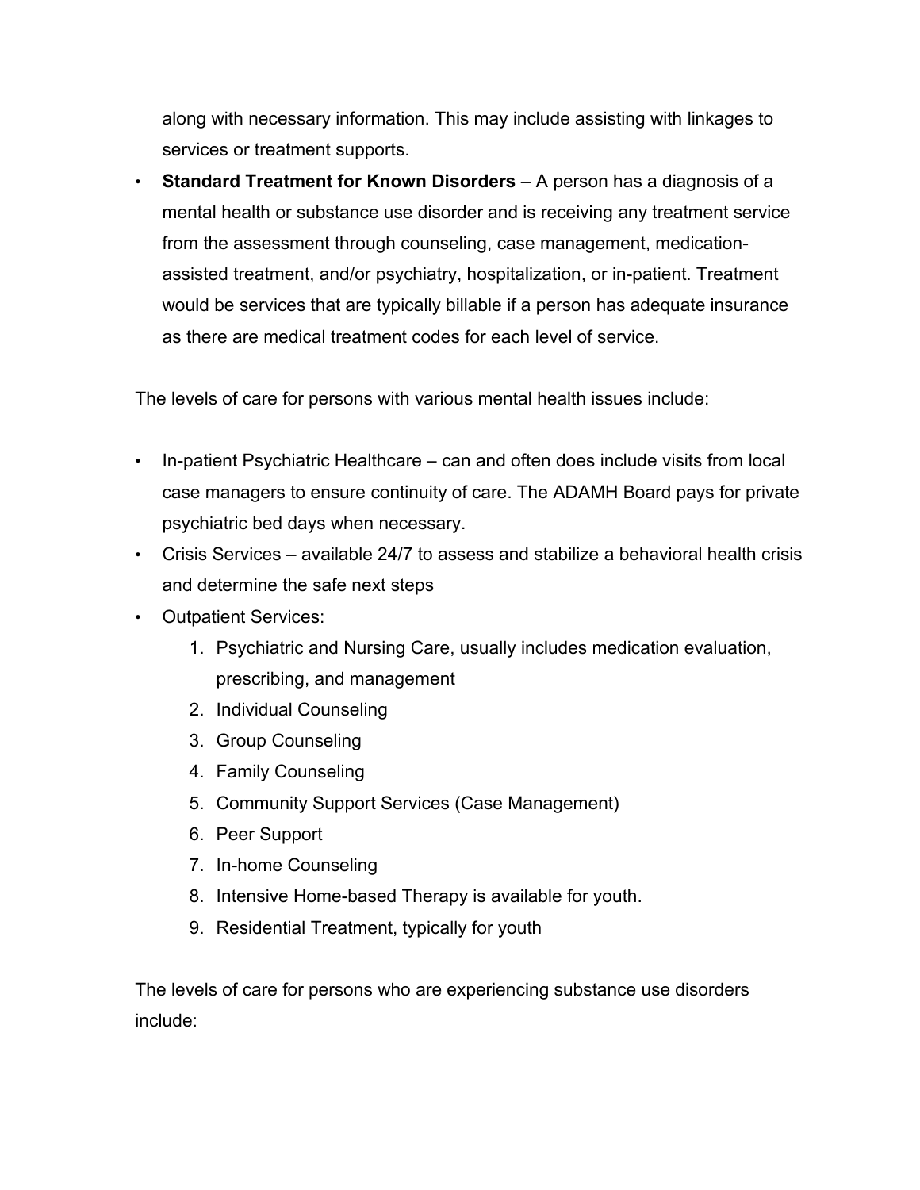along with necessary information. This may include assisting with linkages to services or treatment supports.

- **Standard Treatment for Known Disorders** – A person has a diagnosis of a mental health or substance use disorder and is receiving any treatment service from the assessment through counseling, case management, medication-assisted treatment, and/or psychiatry, hospitalization, or in-patient. Treatment would be services that are typically billable if a person has adequate insurance as there are medical treatment codes for each level of service.

The levels of care for persons with various mental health issues include:

- In-patient Psychiatric Healthcare – can and often does include visits from local case managers to ensure continuity of care. The ADAMH Board pays for private psychiatric bed days when necessary.
- Crisis Services – available 24/7 to assess and stabilize a behavioral health crisis and determine the safe next steps
- Outpatient Services:
  1. Psychiatric and Nursing Care, usually includes medication evaluation, prescribing, and management
  2. Individual Counseling
  3. Group Counseling
  4. Family Counseling
  5. Community Support Services (Case Management)
  6. Peer Support
  7. In-home Counseling
  8. Intensive Home-based Therapy is available for youth.
  9. Residential Treatment, typically for youth

The levels of care for persons who are experiencing substance use disorders include: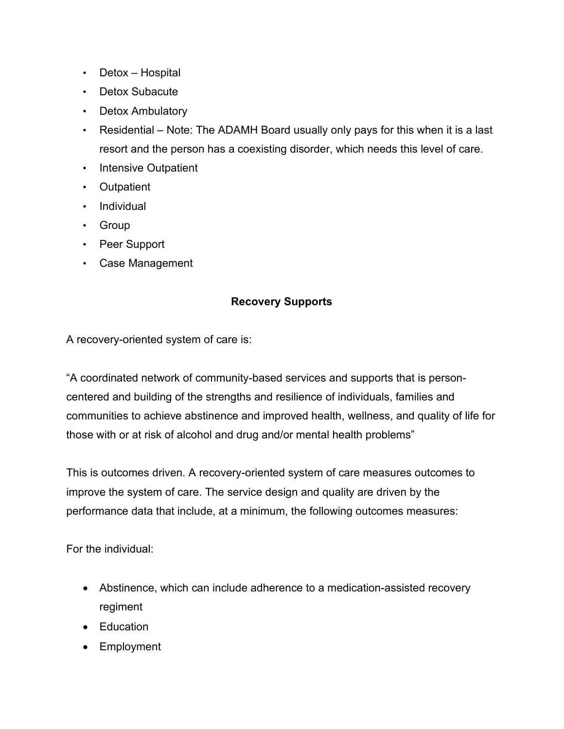- Detox – Hospital
- Detox Subacute
- Detox Ambulatory
- Residential – Note: The ADAMH Board usually only pays for this when it is a last resort and the person has a coexisting disorder, which needs this level of care.
- Intensive Outpatient
- Outpatient
- Individual
- Group
- Peer Support
- Case Management

## Recovery Supports

A recovery-oriented system of care is:

"A coordinated network of community-based services and supports that is person-centered and building of the strengths and resilience of individuals, families and communities to achieve abstinence and improved health, wellness, and quality of life for those with or at risk of alcohol and drug and/or mental health problems"

This is outcomes driven. A recovery-oriented system of care measures outcomes to improve the system of care. The service design and quality are driven by the performance data that include, at a minimum, the following outcomes measures:

For the individual:

- Abstinence, which can include adherence to a medication-assisted recovery regiment
- Education
- Employment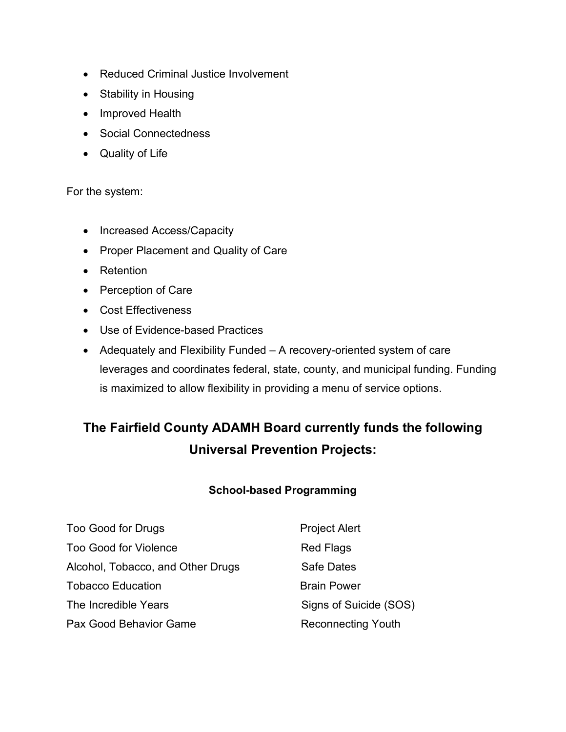- Reduced Criminal Justice Involvement
- Stability in Housing
- Improved Health
- Social Connectedness
- Quality of Life

For the system:

- Increased Access/Capacity
- Proper Placement and Quality of Care
- Retention
- Perception of Care
- Cost Effectiveness
- Use of Evidence-based Practices
- Adequately and Flexibility Funded – A recovery-oriented system of care leverages and coordinates federal, state, county, and municipal funding. Funding is maximized to allow flexibility in providing a menu of service options.

## The Fairfield County ADAMH Board currently funds the following Universal Prevention Projects:

### School-based Programming

Too Good for Drugs
Too Good for Violence
Alcohol, Tobacco, and Other Drugs
Tobacco Education
The Incredible Years
Pax Good Behavior Game
Project Alert
Red Flags
Safe Dates
Brain Power
Signs of Suicide (SOS)
Reconnecting Youth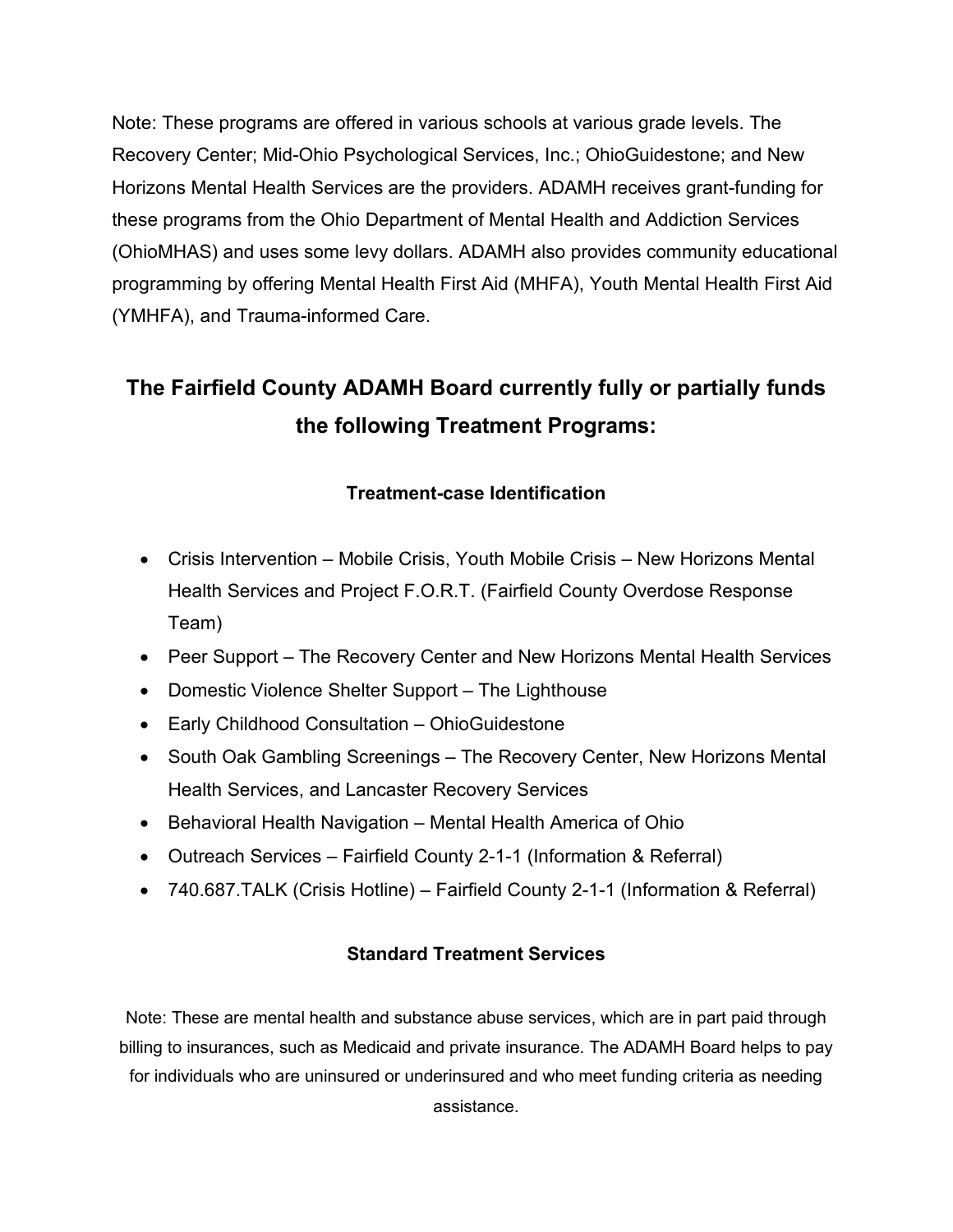Note: These programs are offered in various schools at various grade levels. The Recovery Center; Mid-Ohio Psychological Services, Inc.; OhioGuidestone; and New Horizons Mental Health Services are the providers. ADAMH receives grant-funding for these programs from the Ohio Department of Mental Health and Addiction Services (OhioMHAS) and uses some levy dollars. ADAMH also provides community educational programming by offering Mental Health First Aid (MHFA), Youth Mental Health First Aid (YMHFA), and Trauma-informed Care.

## The Fairfield County ADAMH Board currently fully or partially funds the following Treatment Programs:

### Treatment-case Identification

- Crisis Intervention – Mobile Crisis, Youth Mobile Crisis – New Horizons Mental Health Services and Project F.O.R.T. (Fairfield County Overdose Response Team)
- Peer Support – The Recovery Center and New Horizons Mental Health Services
- Domestic Violence Shelter Support – The Lighthouse
- Early Childhood Consultation – OhioGuidestone
- South Oak Gambling Screenings – The Recovery Center, New Horizons Mental Health Services, and Lancaster Recovery Services
- Behavioral Health Navigation – Mental Health America of Ohio
- Outreach Services – Fairfield County 2-1-1 (Information & Referral)
- 740.687.TALK (Crisis Hotline) – Fairfield County 2-1-1 (Information & Referral)

### Standard Treatment Services

Note: These are mental health and substance abuse services, which are in part paid through billing to insurances, such as Medicaid and private insurance. The ADAMH Board helps to pay for individuals who are uninsured or underinsured and who meet funding criteria as needing assistance.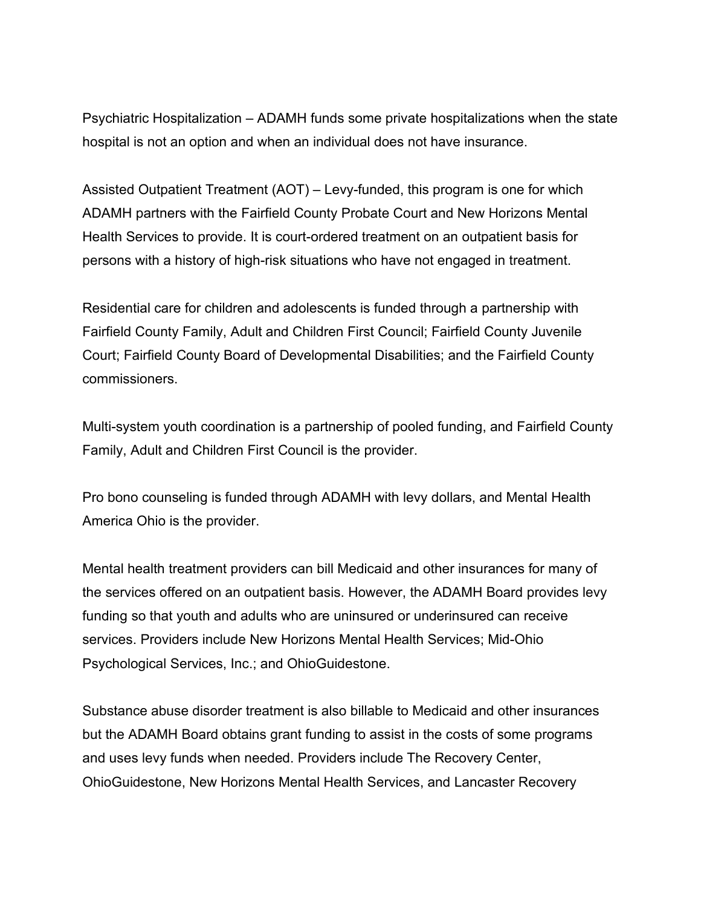Psychiatric Hospitalization – ADAMH funds some private hospitalizations when the state hospital is not an option and when an individual does not have insurance.

Assisted Outpatient Treatment (AOT) – Levy-funded, this program is one for which ADAMH partners with the Fairfield County Probate Court and New Horizons Mental Health Services to provide. It is court-ordered treatment on an outpatient basis for persons with a history of high-risk situations who have not engaged in treatment.

Residential care for children and adolescents is funded through a partnership with Fairfield County Family, Adult and Children First Council; Fairfield County Juvenile Court; Fairfield County Board of Developmental Disabilities; and the Fairfield County commissioners.

Multi-system youth coordination is a partnership of pooled funding, and Fairfield County Family, Adult and Children First Council is the provider.

Pro bono counseling is funded through ADAMH with levy dollars, and Mental Health America Ohio is the provider.

Mental health treatment providers can bill Medicaid and other insurances for many of the services offered on an outpatient basis. However, the ADAMH Board provides levy funding so that youth and adults who are uninsured or underinsured can receive services. Providers include New Horizons Mental Health Services; Mid-Ohio Psychological Services, Inc.; and OhioGuidestone.

Substance abuse disorder treatment is also billable to Medicaid and other insurances but the ADAMH Board obtains grant funding to assist in the costs of some programs and uses levy funds when needed. Providers include The Recovery Center, OhioGuidestone, New Horizons Mental Health Services, and Lancaster Recovery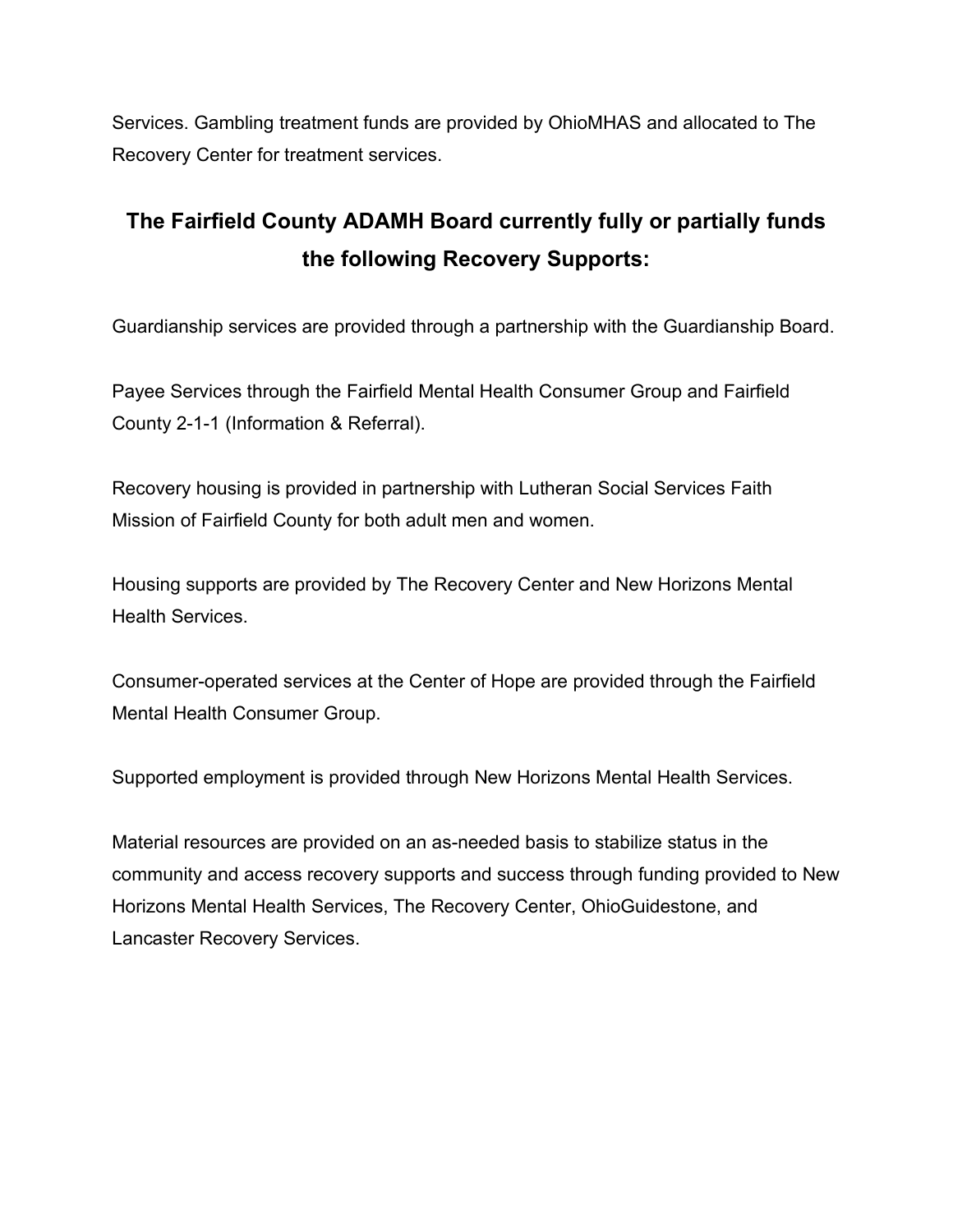Services. Gambling treatment funds are provided by OhioMHAS and allocated to The Recovery Center for treatment services.

## The Fairfield County ADAMH Board currently fully or partially funds the following Recovery Supports:

Guardianship services are provided through a partnership with the Guardianship Board.

Payee Services through the Fairfield Mental Health Consumer Group and Fairfield County 2-1-1 (Information & Referral).

Recovery housing is provided in partnership with Lutheran Social Services Faith Mission of Fairfield County for both adult men and women.

Housing supports are provided by The Recovery Center and New Horizons Mental Health Services.

Consumer-operated services at the Center of Hope are provided through the Fairfield Mental Health Consumer Group.

Supported employment is provided through New Horizons Mental Health Services.

Material resources are provided on an as-needed basis to stabilize status in the community and access recovery supports and success through funding provided to New Horizons Mental Health Services, The Recovery Center, OhioGuidestone, and Lancaster Recovery Services.